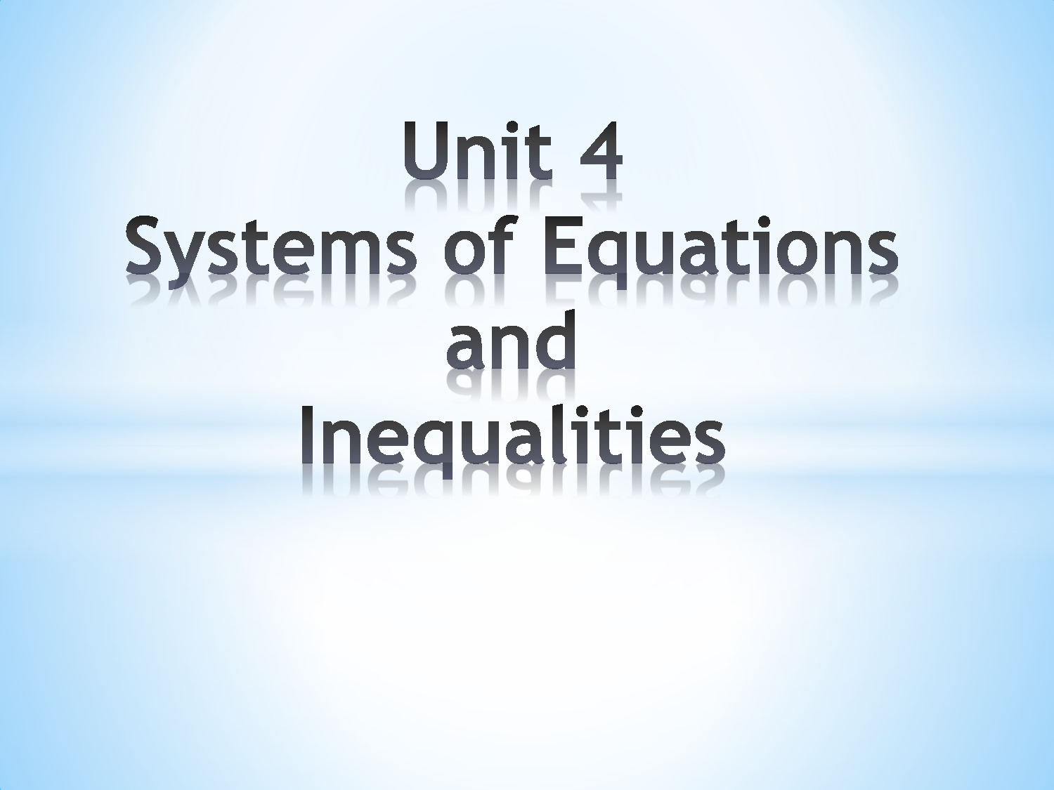# Unit 4
# Systems of Equations
# and
# Inequalities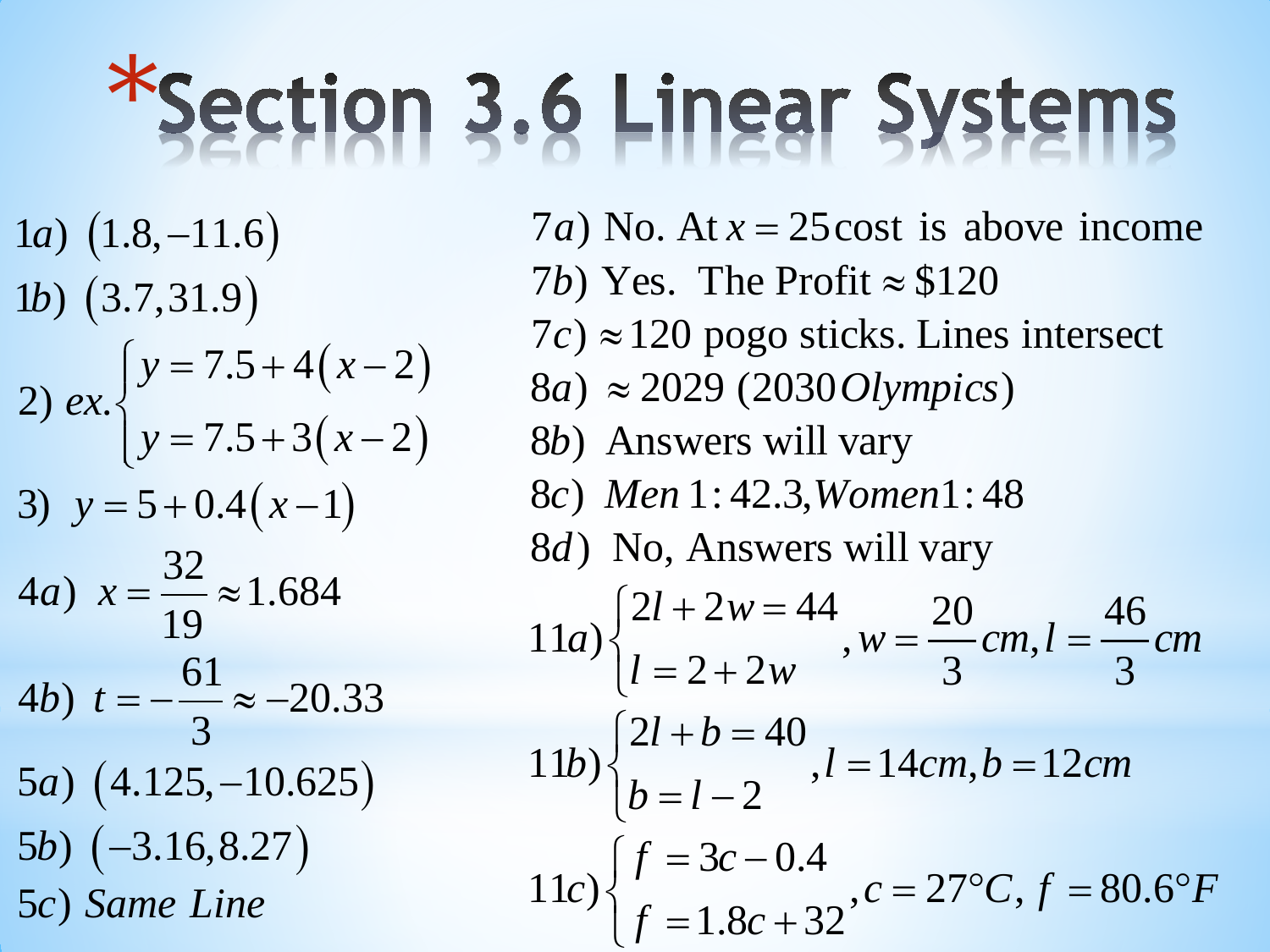# *Section 3.6 Linear Systems

1a) $(1.8, -11.6)$

1b) $(3.7, 31.9)$

2) ex. $\begin{cases} y = 7.5 + 4(x-2) \\ y = 7.5 + 3(x-2) \end{cases}$

3) $y = 5 + 0.4(x-1)$

4a) $x = \frac{32}{19} \approx 1.684$

4b) $t = -\frac{61}{3} \approx -20.33$

5a) $(4.125, -10.625)$

5b) $(-3.16, 8.27)$

5c) *Same Line*

7a) No. At $x = 25$ cost is above income

7b) Yes. The Profit $\approx \$120$

7c) $\approx 120$ pogo sticks. Lines intersect

8a) $\approx 2029$ (2030 *Olympics*)

8b) Answers will vary

8c) *Men* 1:42.3, *Women* 1:48

8d) No, Answers will vary

11a) $\begin{cases} 2l + 2w = 44 \\ l = 2 + 2w \end{cases}, w = \frac{20}{3} cm, l = \frac{46}{3} cm$

11b) $\begin{cases} 2l + b = 40 \\ b = l - 2 \end{cases}, l = 14cm, b = 12cm$

11c) $\begin{cases} f = 3c - 0.4 \\ f = 1.8c + 32 \end{cases}, c = 27°C, f = 80.6°F$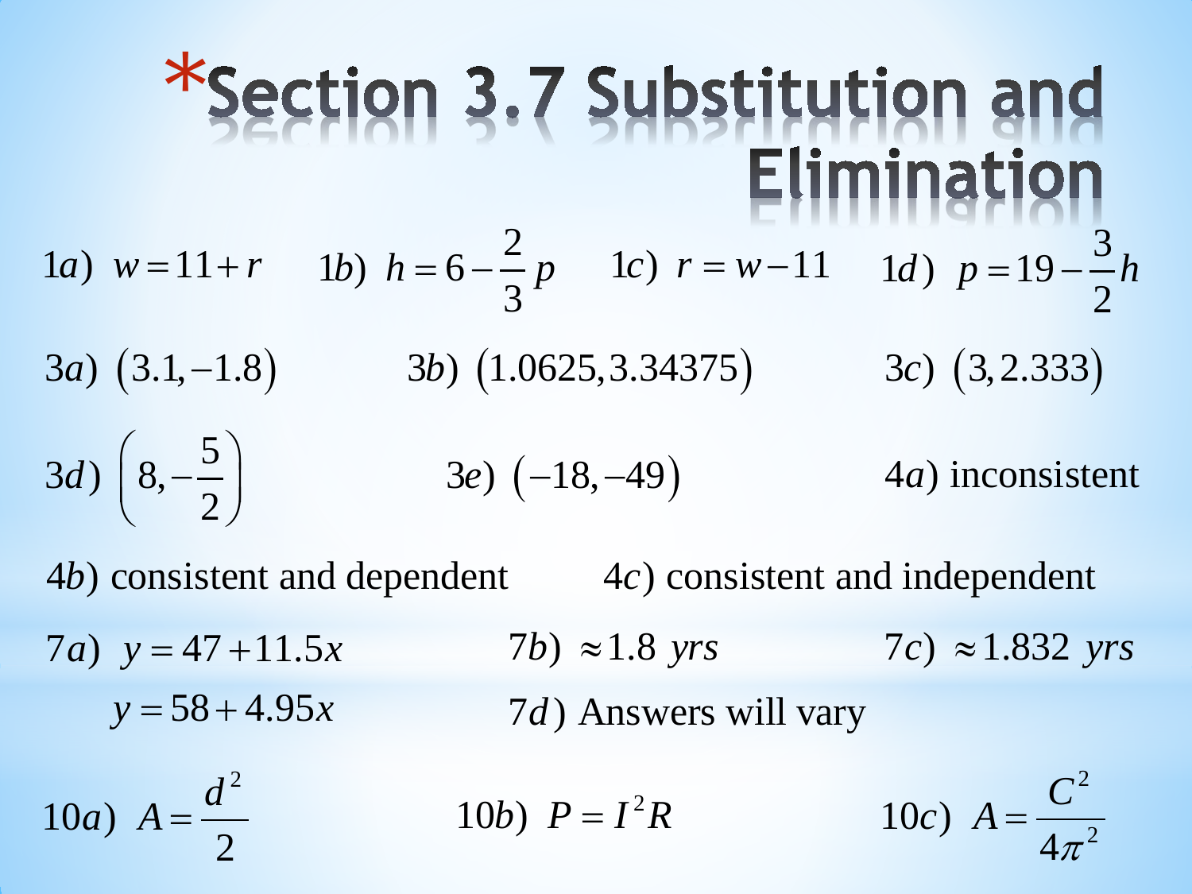# *Section 3.7 Substitution and Elimination

1a) $w = 11 + r$ 1b) $h = 6 - \frac{2}{3}p$ 1c) $r = w - 11$ 1d) $p = 19 - \frac{3}{2}h$

3a) $(3.1, -1.8)$ 3b) $(1.0625, 3.34375)$ 3c) $(3, 2.333)$

3d) $\left(8, -\frac{5}{2}\right)$ 3e) $(-18, -49)$ 4a) inconsistent

4b) consistent and dependent 4c) consistent and independent

7a) $y = 47 + 11.5x$
$y = 58 + 4.95x$

7b) $\approx 1.8$ *yrs* 7c) $\approx 1.832$ *yrs*

7d) Answers will vary

10a) $A = \frac{d^2}{2}$ 10b) $P = I^2 R$ 10c) $A = \frac{C^2}{4\pi^2}$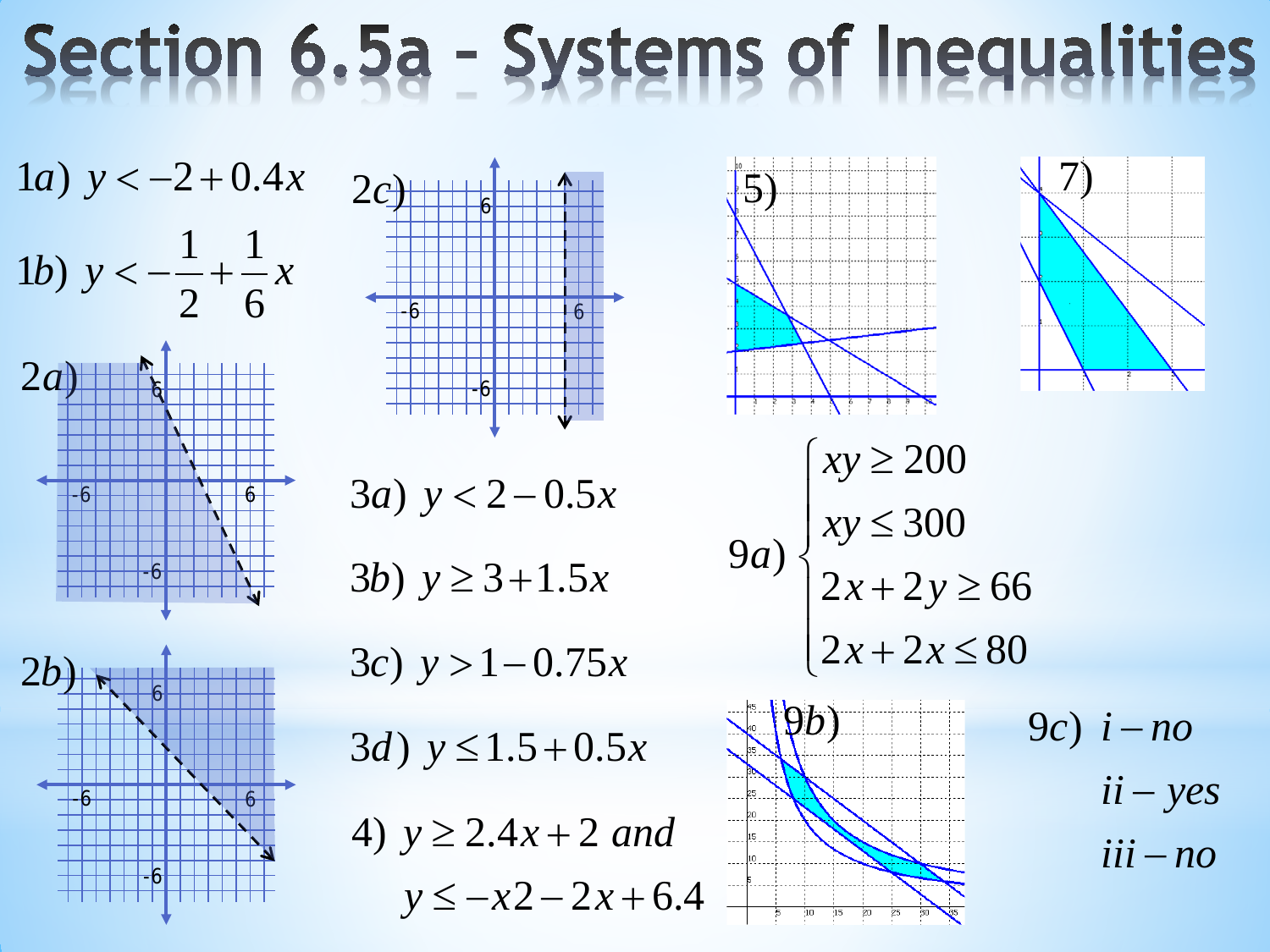# Section 6.5a – Systems of Inequalities

1a) $y < -2 + 0.4x$

1b) $y < -\frac{1}{2} + \frac{1}{6}x$

2a)

2b)

2c)

3a) $y < 2 - 0.5x$

3b) $y \geq 3 + 1.5x$

3c) $y > 1 - 0.75x$

3d) $y \leq 1.5 + 0.5x$

4) $y \geq 2.4x + 2$ *and*

$y \leq -x2 - 2x + 6.4$

5)

7)

9a) $\begin{cases} xy \geq 200 \\ xy \leq 300 \\ 2x + 2y \geq 66 \\ 2x + 2x \leq 80 \end{cases}$

9b)

9c) *i – no*

*ii – yes*

*iii – no*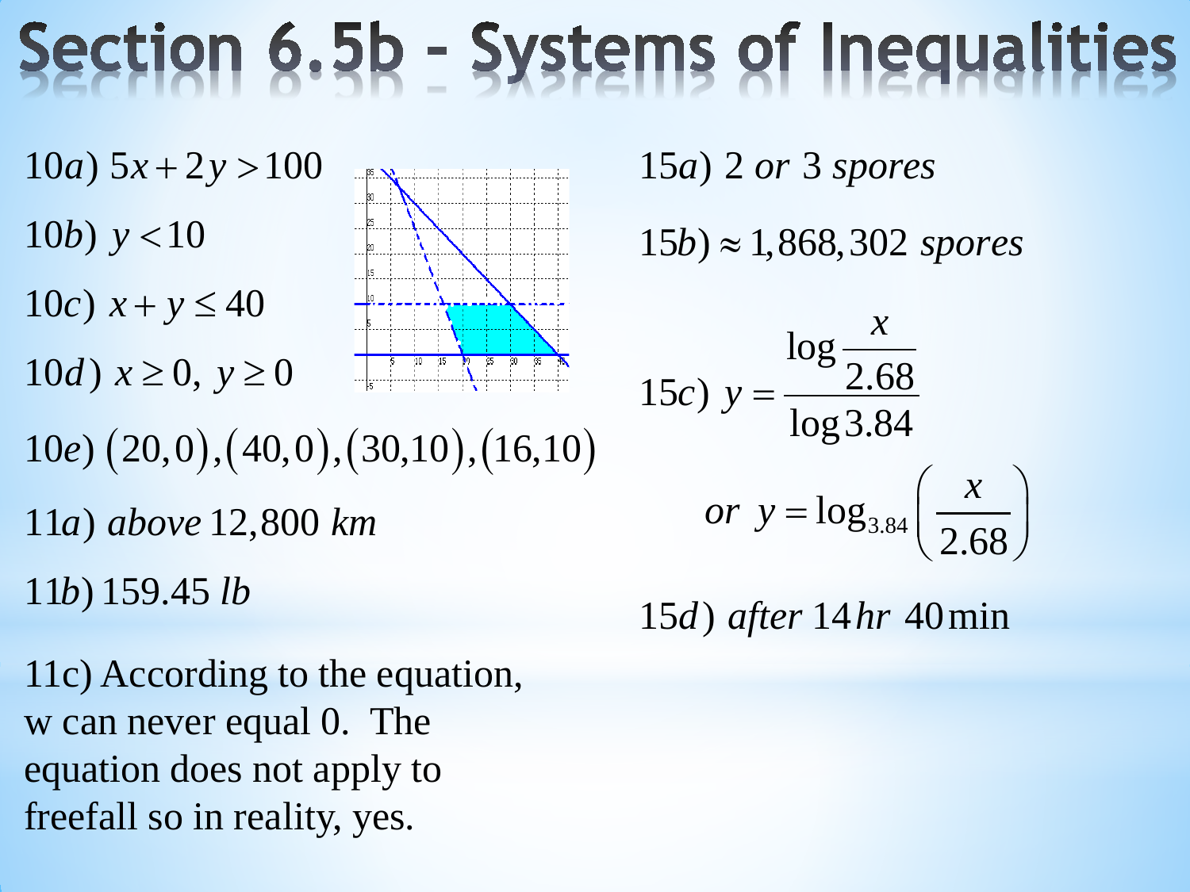# Section 6.5b - Systems of Inequalities

10a) $5x + 2y > 100$

10b) $y < 10$

10c) $x + y \leq 40$

10d) $x \geq 0,\ y \geq 0$

10e) $(20,0),(40,0),(30,10),(16,10)$

11a) *above* 12,800 *km*

11b) 159.45 *lb*

11c) According to the equation, w can never equal 0. The equation does not apply to freefall so in reality, yes.

15a) 2 *or* 3 *spores*

15b) $\approx 1{,}868{,}302$ *spores*

15c) $$y = \frac{\log \frac{x}{2.68}}{\log 3.84}$$

$$\text{or } \; y = \log_{3.84}\left(\frac{x}{2.68}\right)$$

15d) *after* 14 *hr* 40 min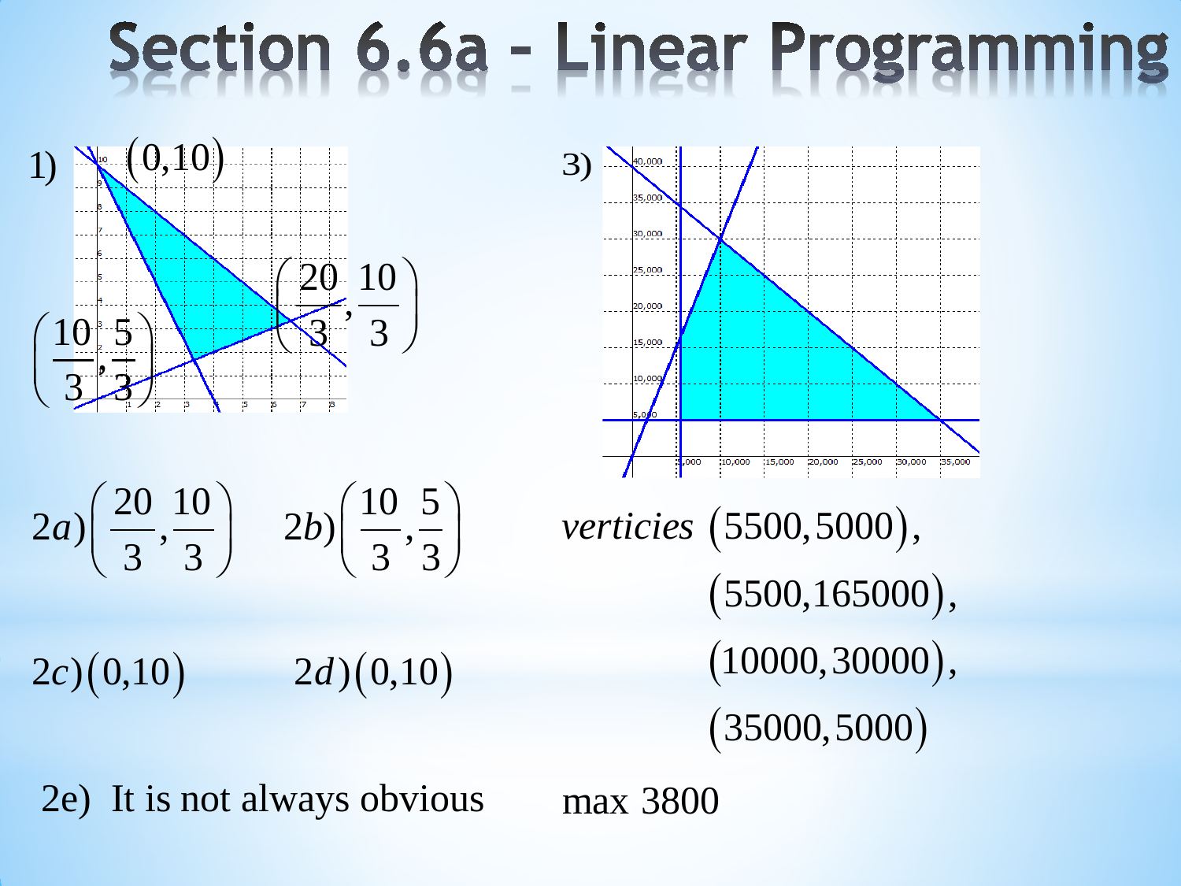# Section 6.6a - Linear Programming

1) $(0,10)$, $\left(\frac{20}{3},\frac{10}{3}\right)$, $\left(\frac{10}{3},\frac{5}{3}\right)$

2a) $\left(\frac{20}{3},\frac{10}{3}\right)$ 2b) $\left(\frac{10}{3},\frac{5}{3}\right)$

2c) $(0,10)$ 2d) $(0,10)$

2e) It is not always obvious

3)

*verticies* $(5500,5000)$,
$(5500,165000)$,
$(10000,30000)$,
$(35000,5000)$

max 3800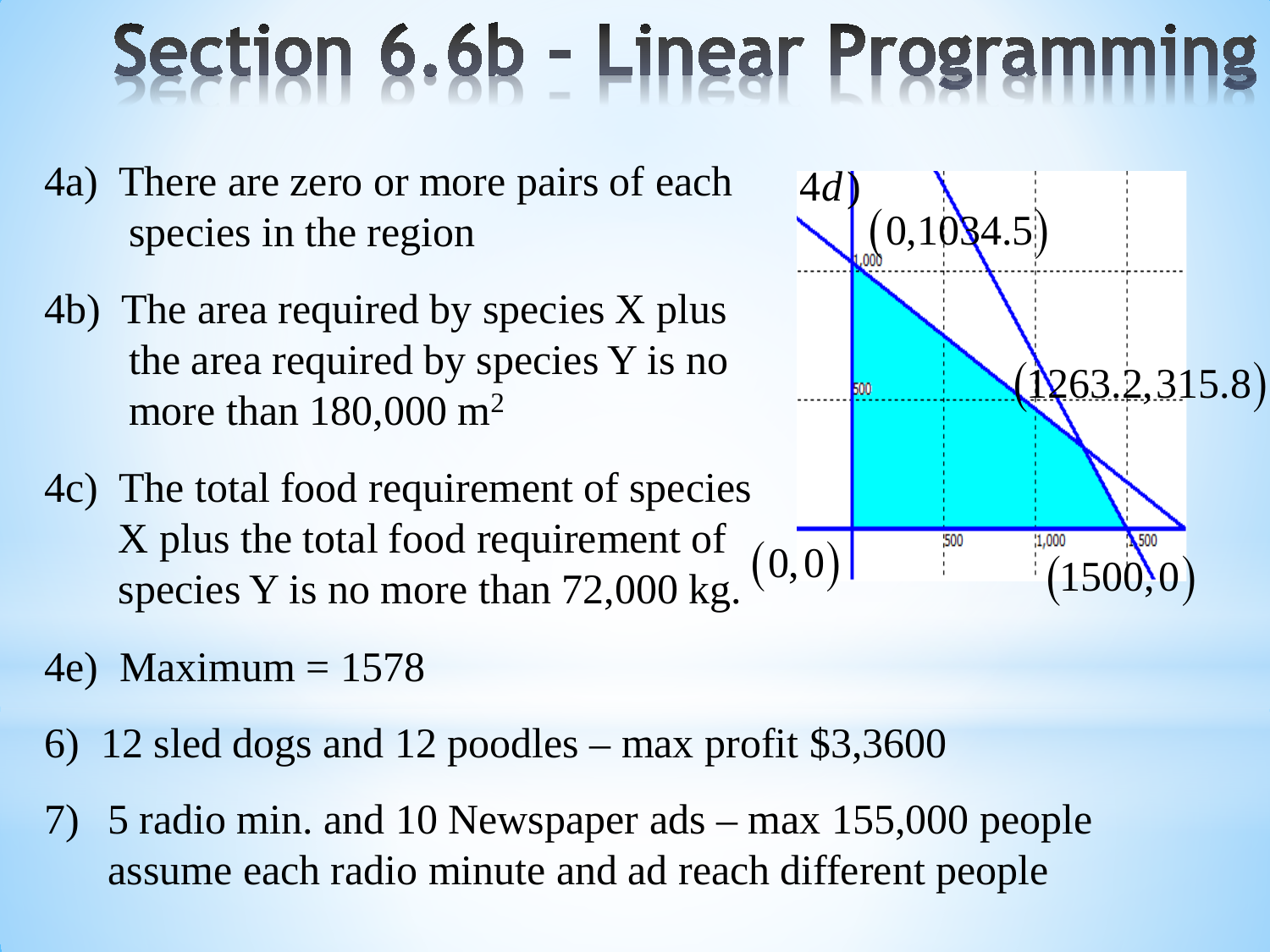# Section 6.6b - Linear Programming

4a) There are zero or more pairs of each species in the region

4b) The area required by species X plus the area required by species Y is no more than 180,000 m$^2$

4c) The total food requirement of species X plus the total food requirement of species Y is no more than 72,000 kg.

4d) $(0,1034.5)$, $(1263.2,315.8)$, $(0,0)$, $(1500,0)$

4e) Maximum = 1578

6) 12 sled dogs and 12 poodles – max profit $3,3600

7) 5 radio min. and 10 Newspaper ads – max 155,000 people assume each radio minute and ad reach different people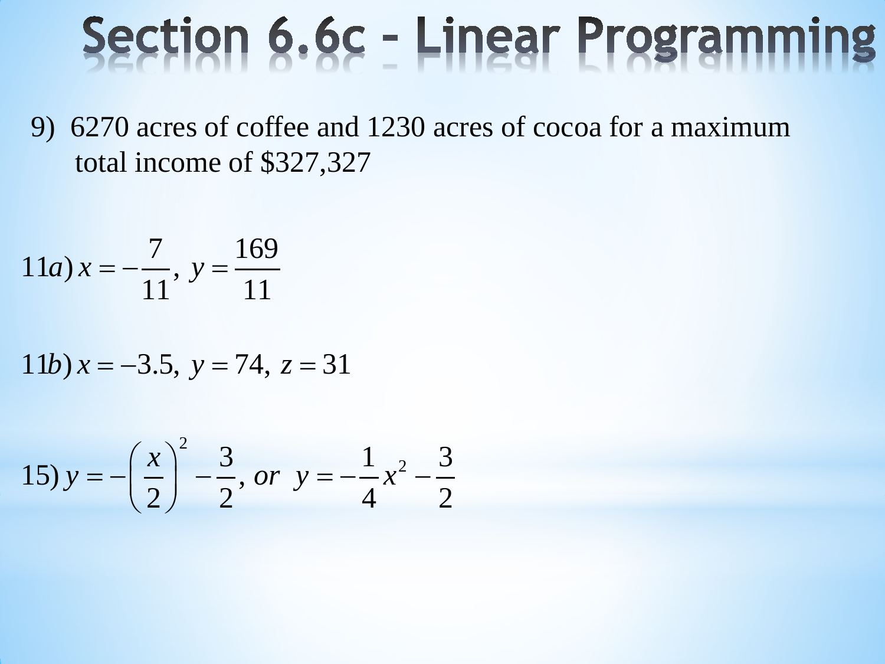# Section 6.6c - Linear Programming

9) 6270 acres of coffee and 1230 acres of cocoa for a maximum total income of $327,327

11a) $x = -\dfrac{7}{11},\ y = \dfrac{169}{11}$

11b) $x = -3.5,\ y = 74,\ z = 31$

15) $y = -\left(\dfrac{x}{2}\right)^2 - \dfrac{3}{2}$, or $y = -\dfrac{1}{4}x^2 - \dfrac{3}{2}$